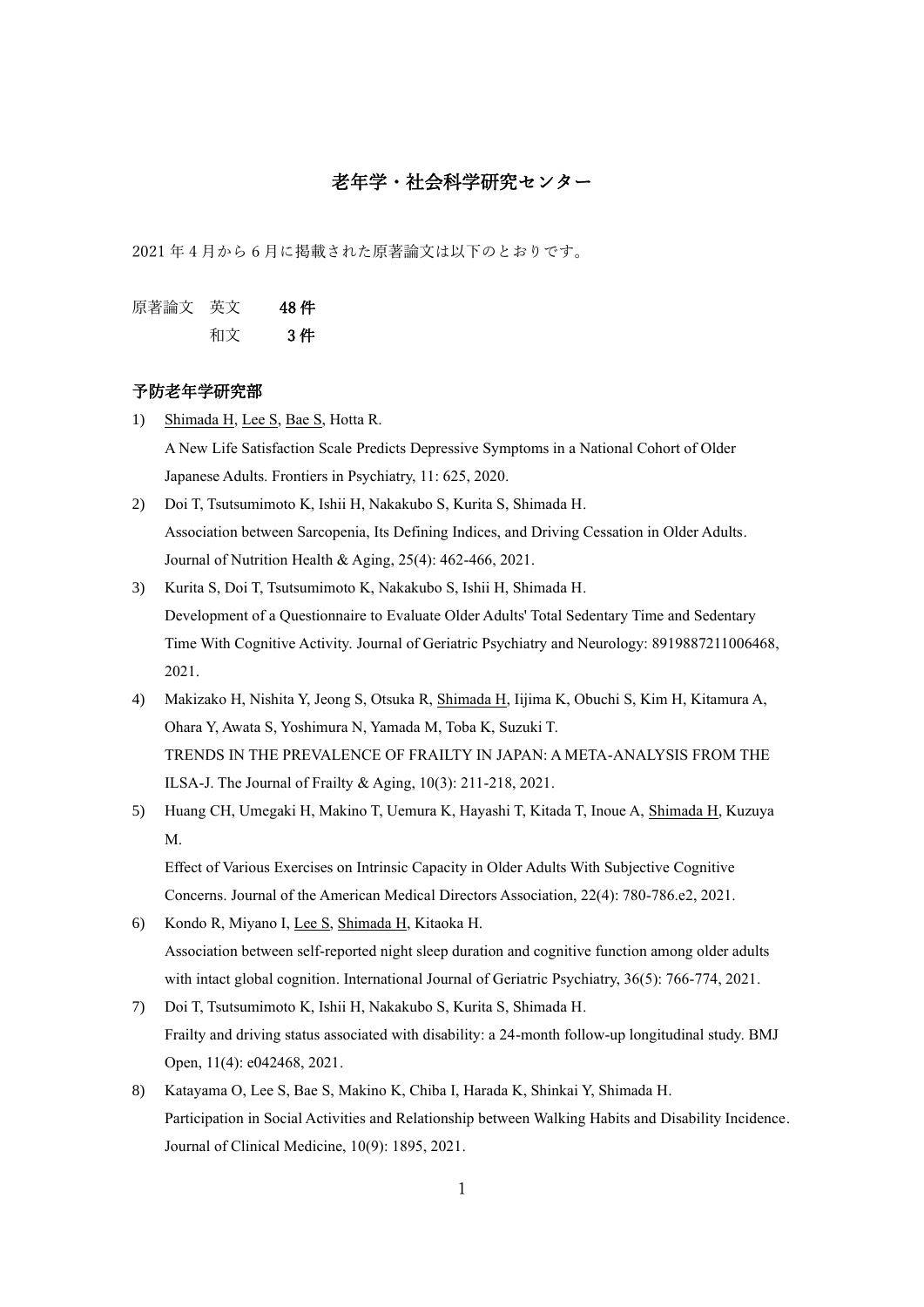# 老年学・社会科学研究センター

2021 年 4 月から 6 月に掲載された原著論文は以下のとおりです。

原著論文　英文　**48 件**

　　　　　和文　**3 件**

## 予防老年学研究部

1) <u>Shimada H</u>, <u>Lee S</u>, <u>Bae S</u>, Hotta R.
   A New Life Satisfaction Scale Predicts Depressive Symptoms in a National Cohort of Older Japanese Adults. Frontiers in Psychiatry, 11: 625, 2020.
2) Doi T, Tsutsumimoto K, Ishii H, Nakakubo S, Kurita S, Shimada H.
   Association between Sarcopenia, Its Defining Indices, and Driving Cessation in Older Adults. Journal of Nutrition Health & Aging, 25(4): 462-466, 2021.
3) Kurita S, Doi T, Tsutsumimoto K, Nakakubo S, Ishii H, Shimada H.
   Development of a Questionnaire to Evaluate Older Adults' Total Sedentary Time and Sedentary Time With Cognitive Activity. Journal of Geriatric Psychiatry and Neurology: 8919887211006468, 2021.
4) Makizako H, Nishita Y, Jeong S, Otsuka R, <u>Shimada H</u>, Iijima K, Obuchi S, Kim H, Kitamura A, Ohara Y, Awata S, Yoshimura N, Yamada M, Toba K, Suzuki T.
   TRENDS IN THE PREVALENCE OF FRAILTY IN JAPAN: A META-ANALYSIS FROM THE ILSA-J. The Journal of Frailty & Aging, 10(3): 211-218, 2021.
5) Huang CH, Umegaki H, Makino T, Uemura K, Hayashi T, Kitada T, Inoue A, <u>Shimada H</u>, Kuzuya M.
   Effect of Various Exercises on Intrinsic Capacity in Older Adults With Subjective Cognitive Concerns. Journal of the American Medical Directors Association, 22(4): 780-786.e2, 2021.
6) Kondo R, Miyano I, <u>Lee S</u>, <u>Shimada H</u>, Kitaoka H.
   Association between self-reported night sleep duration and cognitive function among older adults with intact global cognition. International Journal of Geriatric Psychiatry, 36(5): 766-774, 2021.
7) Doi T, Tsutsumimoto K, Ishii H, Nakakubo S, Kurita S, Shimada H.
   Frailty and driving status associated with disability: a 24-month follow-up longitudinal study. BMJ Open, 11(4): e042468, 2021.
8) Katayama O, Lee S, Bae S, Makino K, Chiba I, Harada K, Shinkai Y, Shimada H.
   Participation in Social Activities and Relationship between Walking Habits and Disability Incidence. Journal of Clinical Medicine, 10(9): 1895, 2021.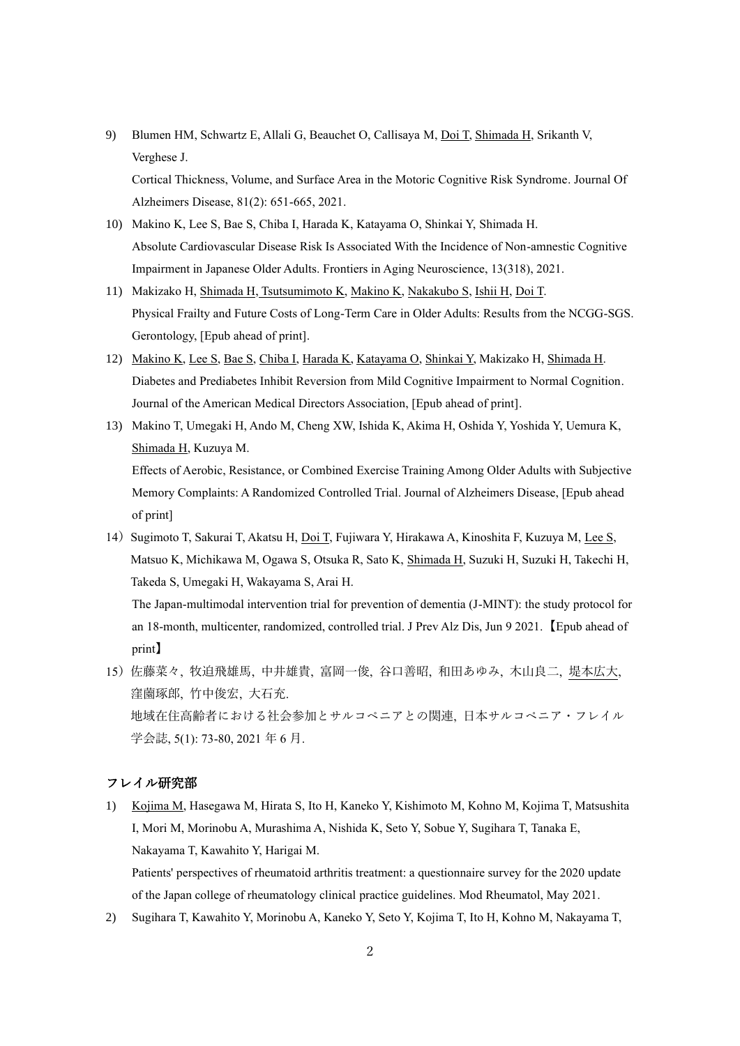9) Blumen HM, Schwartz E, Allali G, Beauchet O, Callisaya M, <u>Doi T</u>, <u>Shimada H</u>, Srikanth V, Verghese J.
   Cortical Thickness, Volume, and Surface Area in the Motoric Cognitive Risk Syndrome. Journal Of Alzheimers Disease, 81(2): 651-665, 2021.

10) Makino K, Lee S, Bae S, Chiba I, Harada K, Katayama O, Shinkai Y, Shimada H.
    Absolute Cardiovascular Disease Risk Is Associated With the Incidence of Non-amnestic Cognitive Impairment in Japanese Older Adults. Frontiers in Aging Neuroscience, 13(318), 2021.

11) Makizako H, <u>Shimada H</u>, <u>Tsutsumimoto K</u>, <u>Makino K</u>, <u>Nakakubo S</u>, <u>Ishii H</u>, <u>Doi T</u>.
    Physical Frailty and Future Costs of Long-Term Care in Older Adults: Results from the NCGG-SGS. Gerontology, [Epub ahead of print].

12) <u>Makino K</u>, <u>Lee S</u>, <u>Bae S</u>, <u>Chiba I</u>, <u>Harada K</u>, <u>Katayama O</u>, <u>Shinkai Y</u>, Makizako H, <u>Shimada H</u>.
    Diabetes and Prediabetes Inhibit Reversion from Mild Cognitive Impairment to Normal Cognition. Journal of the American Medical Directors Association, [Epub ahead of print].

13) Makino T, Umegaki H, Ando M, Cheng XW, Ishida K, Akima H, Oshida Y, Yoshida Y, Uemura K, <u>Shimada H</u>, Kuzuya M.
    Effects of Aerobic, Resistance, or Combined Exercise Training Among Older Adults with Subjective Memory Complaints: A Randomized Controlled Trial. Journal of Alzheimers Disease, [Epub ahead of print]

14）Sugimoto T, Sakurai T, Akatsu H, <u>Doi T</u>, Fujiwara Y, Hirakawa A, Kinoshita F, Kuzuya M, <u>Lee S</u>, Matsuo K, Michikawa M, Ogawa S, Otsuka R, Sato K, <u>Shimada H</u>, Suzuki H, Suzuki H, Takechi H, Takeda S, Umegaki H, Wakayama S, Arai H.
    The Japan-multimodal intervention trial for prevention of dementia (J-MINT): the study protocol for an 18-month, multicenter, randomized, controlled trial. J Prev Alz Dis, Jun 9 2021.【Epub ahead of print】

15）佐藤菜々, 牧迫飛雄馬, 中井雄貴, 富岡一俊, 谷口善昭, 和田あゆみ, 木山良二, <u>堤本広大</u>, 窪薗琢郎, 竹中俊宏, 大石充.
    地域在住高齢者における社会参加とサルコペニアとの関連, 日本サルコペニア・フレイル学会誌, 5(1): 73-80, 2021 年 6 月.

## フレイル研究部

1) <u>Kojima M</u>, Hasegawa M, Hirata S, Ito H, Kaneko Y, Kishimoto M, Kohno M, Kojima T, Matsushita I, Mori M, Morinobu A, Murashima A, Nishida K, Seto Y, Sobue Y, Sugihara T, Tanaka E, Nakayama T, Kawahito Y, Harigai M.
   Patients' perspectives of rheumatoid arthritis treatment: a questionnaire survey for the 2020 update of the Japan college of rheumatology clinical practice guidelines. Mod Rheumatol, May 2021.

2) Sugihara T, Kawahito Y, Morinobu A, Kaneko Y, Seto Y, Kojima T, Ito H, Kohno M, Nakayama T,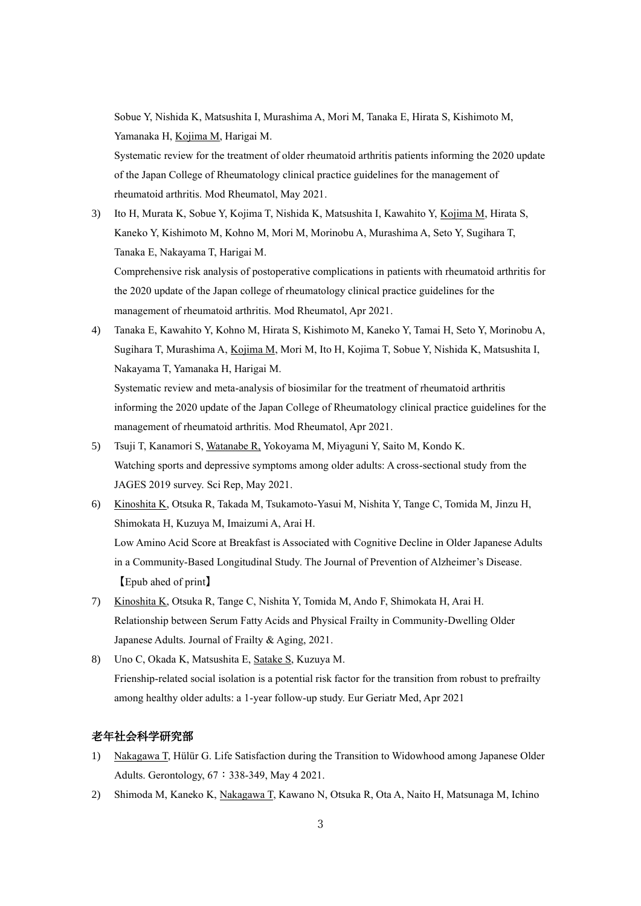Sobue Y, Nishida K, Matsushita I, Murashima A, Mori M, Tanaka E, Hirata S, Kishimoto M, Yamanaka H, <u>Kojima M</u>, Harigai M.
Systematic review for the treatment of older rheumatoid arthritis patients informing the 2020 update of the Japan College of Rheumatology clinical practice guidelines for the management of rheumatoid arthritis. Mod Rheumatol, May 2021.

3) Ito H, Murata K, Sobue Y, Kojima T, Nishida K, Matsushita I, Kawahito Y, <u>Kojima M</u>, Hirata S, Kaneko Y, Kishimoto M, Kohno M, Mori M, Morinobu A, Murashima A, Seto Y, Sugihara T, Tanaka E, Nakayama T, Harigai M.
Comprehensive risk analysis of postoperative complications in patients with rheumatoid arthritis for the 2020 update of the Japan college of rheumatology clinical practice guidelines for the management of rheumatoid arthritis. Mod Rheumatol, Apr 2021.

4) Tanaka E, Kawahito Y, Kohno M, Hirata S, Kishimoto M, Kaneko Y, Tamai H, Seto Y, Morinobu A, Sugihara T, Murashima A, <u>Kojima M</u>, Mori M, Ito H, Kojima T, Sobue Y, Nishida K, Matsushita I, Nakayama T, Yamanaka H, Harigai M.
Systematic review and meta-analysis of biosimilar for the treatment of rheumatoid arthritis informing the 2020 update of the Japan College of Rheumatology clinical practice guidelines for the management of rheumatoid arthritis. Mod Rheumatol, Apr 2021.

5) Tsuji T, Kanamori S, <u>Watanabe R,</u> Yokoyama M, Miyaguni Y, Saito M, Kondo K.
Watching sports and depressive symptoms among older adults: A cross-sectional study from the JAGES 2019 survey. Sci Rep, May 2021.

6) <u>Kinoshita K</u>, Otsuka R, Takada M, Tsukamoto-Yasui M, Nishita Y, Tange C, Tomida M, Jinzu H, Shimokata H, Kuzuya M, Imaizumi A, Arai H.
Low Amino Acid Score at Breakfast is Associated with Cognitive Decline in Older Japanese Adults in a Community-Based Longitudinal Study. The Journal of Prevention of Alzheimer's Disease.【Epub ahed of print】

7) <u>Kinoshita K</u>, Otsuka R, Tange C, Nishita Y, Tomida M, Ando F, Shimokata H, Arai H.
Relationship between Serum Fatty Acids and Physical Frailty in Community-Dwelling Older Japanese Adults. Journal of Frailty & Aging, 2021.

8) Uno C, Okada K, Matsushita E, <u>Satake S</u>, Kuzuya M.
Frienship-related social isolation is a potential risk factor for the transition from robust to prefrailty among healthy older adults: a 1-year follow-up study. Eur Geriatr Med, Apr 2021

**老年社会科学研究部**

1) <u>Nakagawa T</u>, Hülür G. Life Satisfaction during the Transition to Widowhood among Japanese Older Adults. Gerontology, 67：338-349, May 4 2021.

2) Shimoda M, Kaneko K, <u>Nakagawa T</u>, Kawano N, Otsuka R, Ota A, Naito H, Matsunaga M, Ichino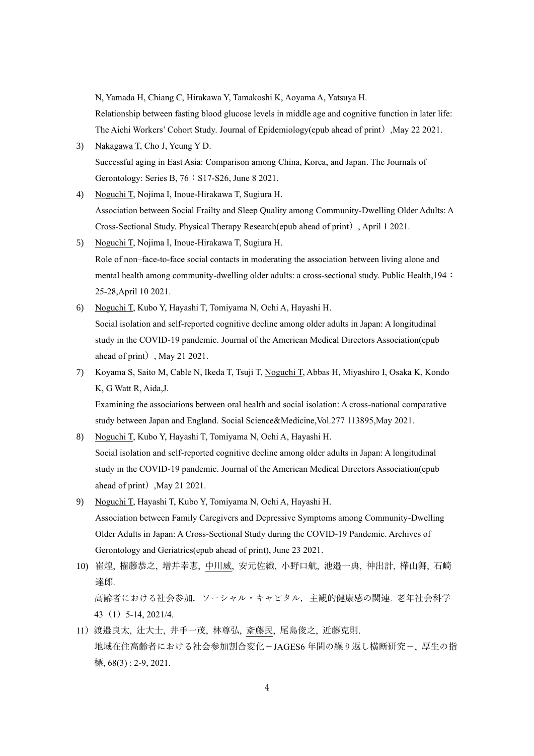N, Yamada H, Chiang C, Hirakawa Y, Tamakoshi K, Aoyama A, Yatsuya H.
Relationship between fasting blood glucose levels in middle age and cognitive function in later life: The Aichi Workers' Cohort Study. Journal of Epidemiology(epub ahead of print）,May 22 2021.

3) Nakagawa T, Cho J, Yeung Y D.
Successful aging in East Asia: Comparison among China, Korea, and Japan. The Journals of Gerontology: Series B, 76：S17-S26, June 8 2021.

4) Noguchi T, Nojima I, Inoue-Hirakawa T, Sugiura H.
Association between Social Frailty and Sleep Quality among Community-Dwelling Older Adults: A Cross-Sectional Study. Physical Therapy Research(epub ahead of print）, April 1 2021.

5) Noguchi T, Nojima I, Inoue-Hirakawa T, Sugiura H.
Role of non–face-to-face social contacts in moderating the association between living alone and mental health among community-dwelling older adults: a cross-sectional study. Public Health,194：25-28,April 10 2021.

6) Noguchi T, Kubo Y, Hayashi T, Tomiyama N, Ochi A, Hayashi H.
Social isolation and self-reported cognitive decline among older adults in Japan: A longitudinal study in the COVID-19 pandemic. Journal of the American Medical Directors Association(epub ahead of print）, May 21 2021.

7) Koyama S, Saito M, Cable N, Ikeda T, Tsuji T, Noguchi T, Abbas H, Miyashiro I, Osaka K, Kondo K, G Watt R, Aida,J.
Examining the associations between oral health and social isolation: A cross-national comparative study between Japan and England. Social Science&Medicine,Vol.277 113895,May 2021.

8) Noguchi T, Kubo Y, Hayashi T, Tomiyama N, Ochi A, Hayashi H.
Social isolation and self-reported cognitive decline among older adults in Japan: A longitudinal study in the COVID-19 pandemic. Journal of the American Medical Directors Association(epub ahead of print）,May 21 2021.

9) Noguchi T, Hayashi T, Kubo Y, Tomiyama N, Ochi A, Hayashi H.
Association between Family Caregivers and Depressive Symptoms among Community-Dwelling Older Adults in Japan: A Cross-Sectional Study during the COVID-19 Pandemic. Archives of Gerontology and Geriatrics(epub ahead of print), June 23 2021.

10) 崔煌, 権藤恭之, 増井幸恵, 中川威, 安元佐織, 小野口航, 池邉一典, 神出計, 樺山舞, 石崎達郎.
高齢者における社会参加，ソーシャル・キャピタル，主観的健康感の関連. 老年社会科学 43（1）5-14, 2021/4.

11) 渡邉良太, 辻大士, 井手一茂, 林尊弘, 斎藤民, 尾島俊之, 近藤克則.
地域在住高齢者における社会参加割合変化－JAGES6 年間の繰り返し横断研究－, 厚生の指標, 68(3) : 2-9, 2021.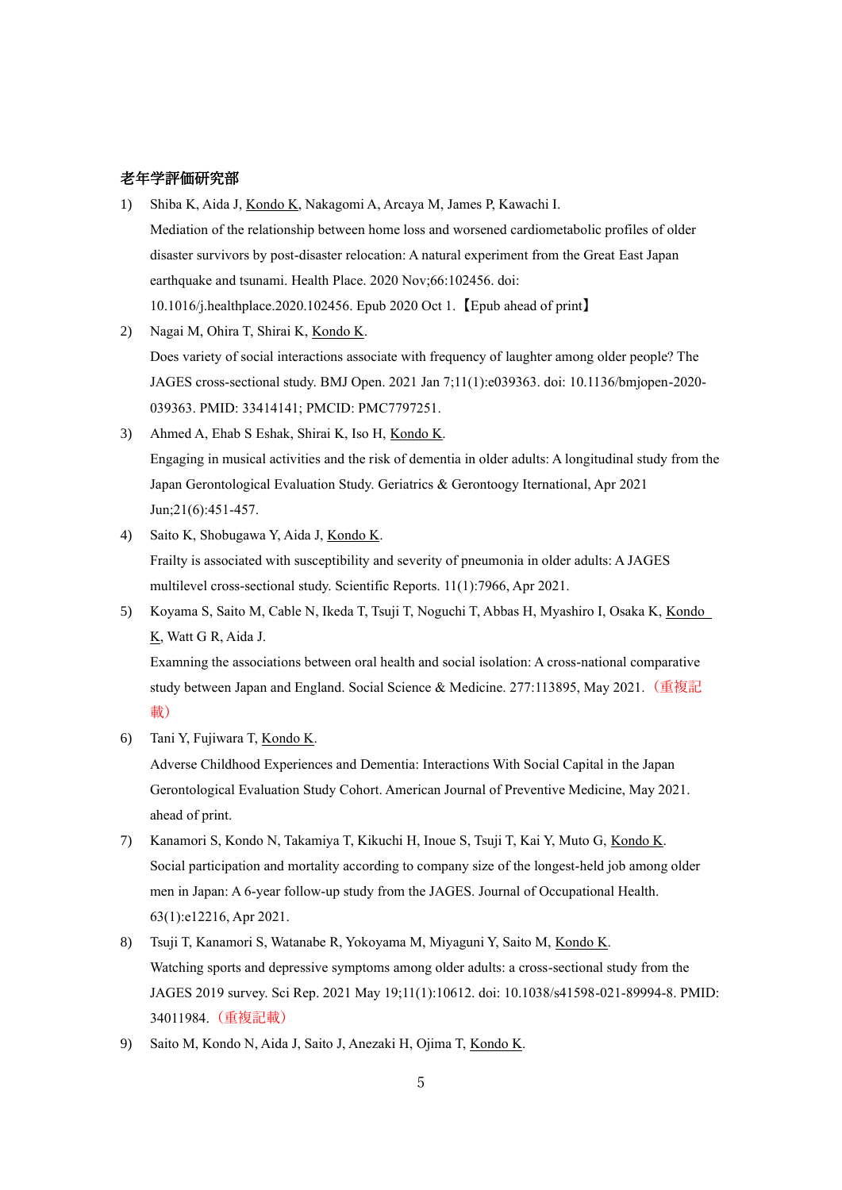**老年学評価研究部**

1) Shiba K, Aida J, Kondo K, Nakagomi A, Arcaya M, James P, Kawachi I.
Mediation of the relationship between home loss and worsened cardiometabolic profiles of older disaster survivors by post-disaster relocation: A natural experiment from the Great East Japan earthquake and tsunami. Health Place. 2020 Nov;66:102456. doi: 10.1016/j.healthplace.2020.102456. Epub 2020 Oct 1.【Epub ahead of print】

2) Nagai M, Ohira T, Shirai K, Kondo K.
Does variety of social interactions associate with frequency of laughter among older people? The JAGES cross-sectional study. BMJ Open. 2021 Jan 7;11(1):e039363. doi: 10.1136/bmjopen-2020-039363. PMID: 33414141; PMCID: PMC7797251.

3) Ahmed A, Ehab S Eshak, Shirai K, Iso H, Kondo K.
Engaging in musical activities and the risk of dementia in older adults: A longitudinal study from the Japan Gerontological Evaluation Study. Geriatrics & Gerontoogy International, Apr 2021 Jun;21(6):451-457.

4) Saito K, Shobugawa Y, Aida J, Kondo K.
Frailty is associated with susceptibility and severity of pneumonia in older adults: A JAGES multilevel cross-sectional study. Scientific Reports. 11(1):7966, Apr 2021.

5) Koyama S, Saito M, Cable N, Ikeda T, Tsuji T, Noguchi T, Abbas H, Myashiro I, Osaka K, Kondo K, Watt G R, Aida J.
Examning the associations between oral health and social isolation: A cross-national comparative study between Japan and England. Social Science & Medicine. 277:113895, May 2021.（重複記載）

6) Tani Y, Fujiwara T, Kondo K.
Adverse Childhood Experiences and Dementia: Interactions With Social Capital in the Japan Gerontological Evaluation Study Cohort. American Journal of Preventive Medicine, May 2021. ahead of print.

7) Kanamori S, Kondo N, Takamiya T, Kikuchi H, Inoue S, Tsuji T, Kai Y, Muto G, Kondo K.
Social participation and mortality according to company size of the longest-held job among older men in Japan: A 6-year follow-up study from the JAGES. Journal of Occupational Health. 63(1):e12216, Apr 2021.

8) Tsuji T, Kanamori S, Watanabe R, Yokoyama M, Miyaguni Y, Saito M, Kondo K.
Watching sports and depressive symptoms among older adults: a cross-sectional study from the JAGES 2019 survey. Sci Rep. 2021 May 19;11(1):10612. doi: 10.1038/s41598-021-89994-8. PMID: 34011984.（重複記載）

9) Saito M, Kondo N, Aida J, Saito J, Anezaki H, Ojima T, Kondo K.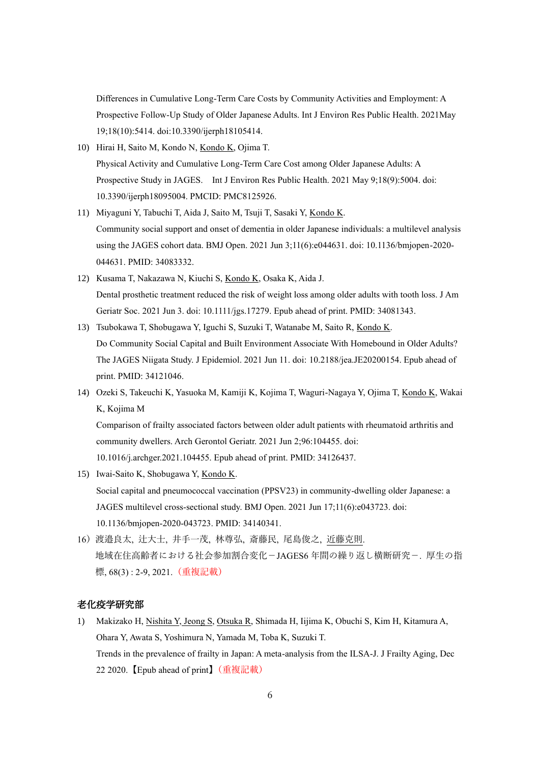Differences in Cumulative Long-Term Care Costs by Community Activities and Employment: A Prospective Follow-Up Study of Older Japanese Adults. Int J Environ Res Public Health. 2021May 19;18(10):5414. doi:10.3390/ijerph18105414.

10) Hirai H, Saito M, Kondo N, <u>Kondo K</u>, Ojima T.
Physical Activity and Cumulative Long-Term Care Cost among Older Japanese Adults: A Prospective Study in JAGES.　Int J Environ Res Public Health. 2021 May 9;18(9):5004. doi: 10.3390/ijerph18095004. PMCID: PMC8125926.

11) Miyaguni Y, Tabuchi T, Aida J, Saito M, Tsuji T, Sasaki Y, <u>Kondo K</u>.
Community social support and onset of dementia in older Japanese individuals: a multilevel analysis using the JAGES cohort data. BMJ Open. 2021 Jun 3;11(6):e044631. doi: 10.1136/bmjopen-2020-044631. PMID: 34083332.

12) Kusama T, Nakazawa N, Kiuchi S, <u>Kondo K</u>, Osaka K, Aida J.
Dental prosthetic treatment reduced the risk of weight loss among older adults with tooth loss. J Am Geriatr Soc. 2021 Jun 3. doi: 10.1111/jgs.17279. Epub ahead of print. PMID: 34081343.

13) Tsubokawa T, Shobugawa Y, Iguchi S, Suzuki T, Watanabe M, Saito R, <u>Kondo K</u>.
Do Community Social Capital and Built Environment Associate With Homebound in Older Adults? The JAGES Niigata Study. J Epidemiol. 2021 Jun 11. doi: 10.2188/jea.JE20200154. Epub ahead of print. PMID: 34121046.

14) Ozeki S, Takeuchi K, Yasuoka M, Kamiji K, Kojima T, Waguri-Nagaya Y, Ojima T, <u>Kondo K</u>, Wakai K, Kojima M
Comparison of frailty associated factors between older adult patients with rheumatoid arthritis and community dwellers. Arch Gerontol Geriatr. 2021 Jun 2;96:104455. doi: 10.1016/j.archger.2021.104455. Epub ahead of print. PMID: 34126437.

15) Iwai-Saito K, Shobugawa Y, <u>Kondo K</u>.
Social capital and pneumococcal vaccination (PPSV23) in community-dwelling older Japanese: a JAGES multilevel cross-sectional study. BMJ Open. 2021 Jun 17;11(6):e043723. doi: 10.1136/bmjopen-2020-043723. PMID: 34140341.

16）渡邉良太, 辻大士, 井手一茂, 林尊弘, 斎藤民, 尾島俊之, <u>近藤克則</u>.
地域在住高齢者における社会参加割合変化－JAGES6 年間の繰り返し横断研究－. 厚生の指標, 68(3) : 2-9, 2021.（重複記載）

## 老化疫学研究部

1) Makizako H, <u>Nishita Y</u>, <u>Jeong S</u>, <u>Otsuka R</u>, Shimada H, Iijima K, Obuchi S, Kim H, Kitamura A, Ohara Y, Awata S, Yoshimura N, Yamada M, Toba K, Suzuki T.
Trends in the prevalence of frailty in Japan: A meta-analysis from the ILSA-J. J Frailty Aging, Dec 22 2020.【Epub ahead of print】（重複記載）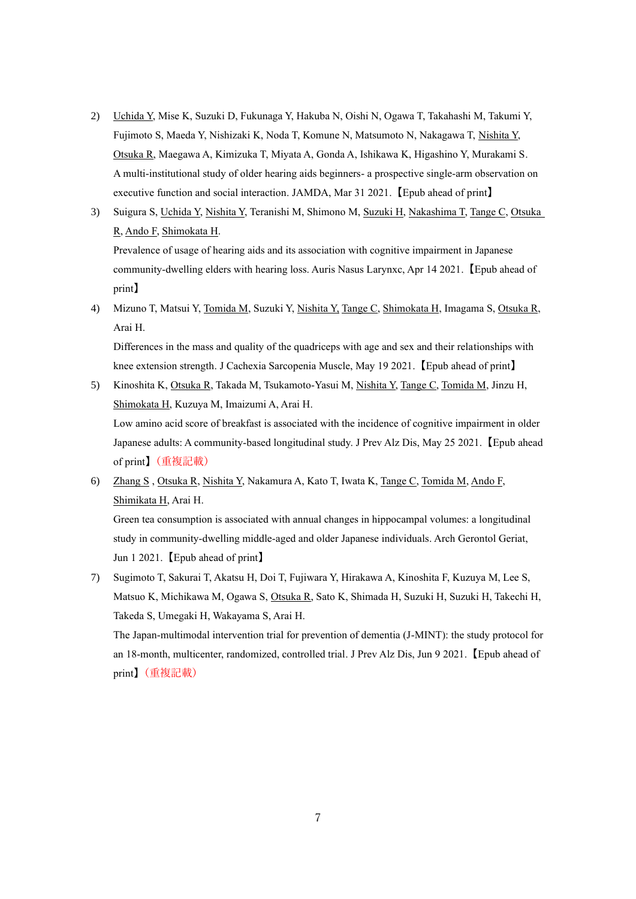2) <u>Uchida Y</u>, Mise K, Suzuki D, Fukunaga Y, Hakuba N, Oishi N, Ogawa T, Takahashi M, Takumi Y, Fujimoto S, Maeda Y, Nishizaki K, Noda T, Komune N, Matsumoto N, Nakagawa T, <u>Nishita Y</u>, <u>Otsuka R</u>, Maegawa A, Kimizuka T, Miyata A, Gonda A, Ishikawa K, Higashino Y, Murakami S.
A multi-institutional study of older hearing aids beginners- a prospective single-arm observation on executive function and social interaction. JAMDA, Mar 31 2021.【Epub ahead of print】

3) Suigura S, <u>Uchida Y</u>, <u>Nishita Y</u>, Teranishi M, Shimono M, <u>Suzuki H</u>, <u>Nakashima T</u>, <u>Tange C</u>, <u>Otsuka R</u>, <u>Ando F</u>, <u>Shimokata H</u>.
Prevalence of usage of hearing aids and its association with cognitive impairment in Japanese community-dwelling elders with hearing loss. Auris Nasus Larynxc, Apr 14 2021.【Epub ahead of print】

4) Mizuno T, Matsui Y, <u>Tomida M</u>, Suzuki Y, <u>Nishita Y</u>, <u>Tange C</u>, <u>Shimokata H</u>, Imagama S, <u>Otsuka R</u>, Arai H.
Differences in the mass and quality of the quadriceps with age and sex and their relationships with knee extension strength. J Cachexia Sarcopenia Muscle, May 19 2021.【Epub ahead of print】

5) Kinoshita K, <u>Otsuka R</u>, Takada M, Tsukamoto-Yasui M, <u>Nishita Y</u>, <u>Tange C</u>, <u>Tomida M</u>, Jinzu H, <u>Shimokata H</u>, Kuzuya M, Imaizumi A, Arai H.
Low amino acid score of breakfast is associated with the incidence of cognitive impairment in older Japanese adults: A community-based longitudinal study. J Prev Alz Dis, May 25 2021.【Epub ahead of print】（重複記載）

6) <u>Zhang S</u> , <u>Otsuka R</u>, <u>Nishita Y</u>, Nakamura A, Kato T, Iwata K, <u>Tange C</u>, <u>Tomida M</u>, <u>Ando F</u>, <u>Shimikata H</u>, Arai H.
Green tea consumption is associated with annual changes in hippocampal volumes: a longitudinal study in community-dwelling middle-aged and older Japanese individuals. Arch Gerontol Geriat, Jun 1 2021.【Epub ahead of print】

7) Sugimoto T, Sakurai T, Akatsu H, Doi T, Fujiwara Y, Hirakawa A, Kinoshita F, Kuzuya M, Lee S, Matsuo K, Michikawa M, Ogawa S, <u>Otsuka R</u>, Sato K, Shimada H, Suzuki H, Suzuki H, Takechi H, Takeda S, Umegaki H, Wakayama S, Arai H.
The Japan-multimodal intervention trial for prevention of dementia (J-MINT): the study protocol for an 18-month, multicenter, randomized, controlled trial. J Prev Alz Dis, Jun 9 2021.【Epub ahead of print】（重複記載）